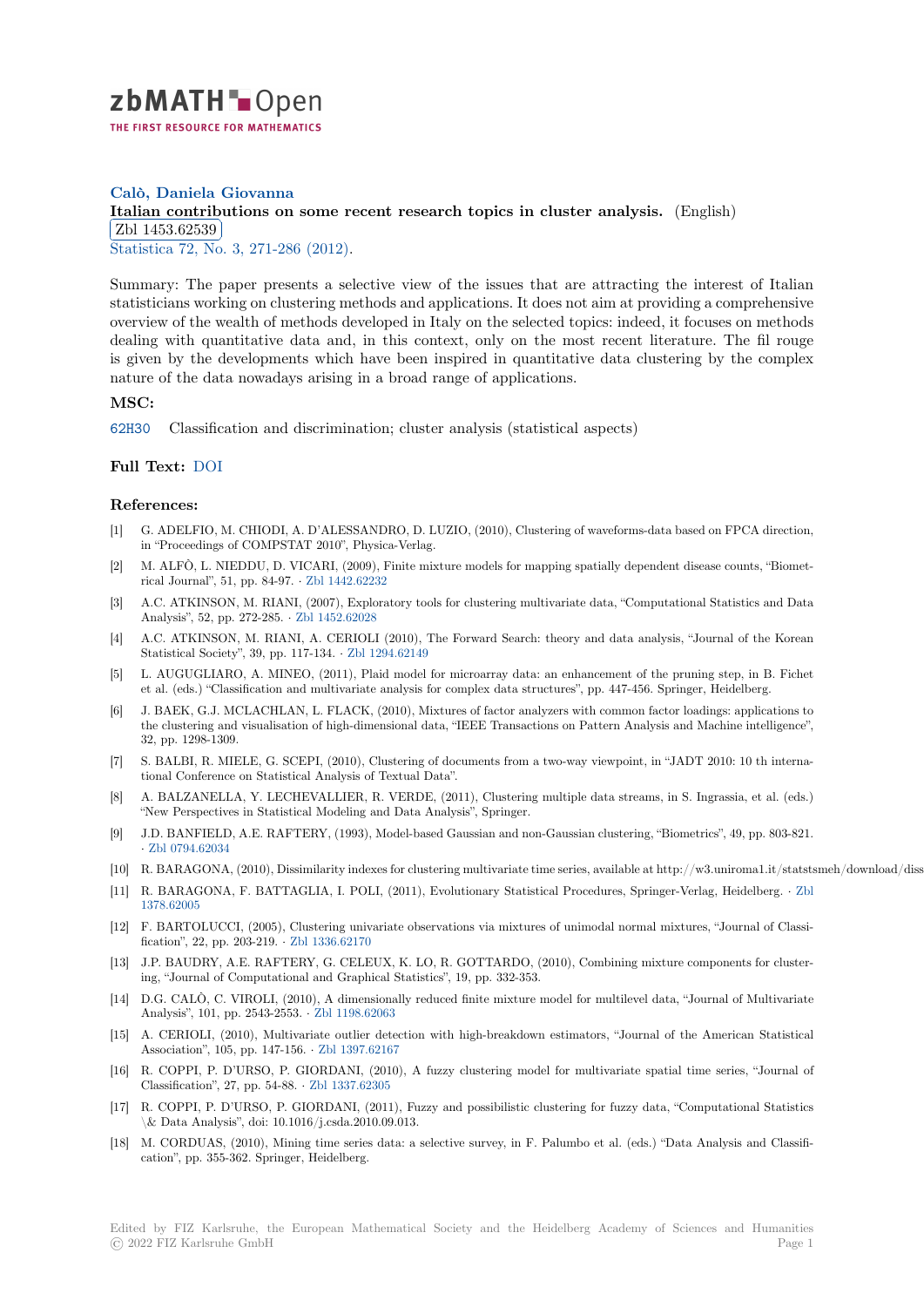**Calò, Daniela Giovanna**

**Italian contributions on some recent research topics in cluster analysis.** (English)
Zbl 1453.62539
Statistica 72, No. 3, 271-286 (2012).

Summary: The paper presents a selective view of the issues that are attracting the interest of Italian statisticians working on clustering methods and applications. It does not aim at providing a comprehensive overview of the wealth of methods developed in Italy on the selected topics: indeed, it focuses on methods dealing with quantitative data and, in this context, only on the most recent literature. The fil rouge is given by the developments which have been inspired in quantitative data clustering by the complex nature of the data nowadays arising in a broad range of applications.

### MSC:

62H30 Classification and discrimination; cluster analysis (statistical aspects)

### Full Text: DOI

### References:

[1] G. ADELFIO, M. CHIODI, A. D'ALESSANDRO, D. LUZIO, (2010), Clustering of waveforms-data based on FPCA direction, in "Proceedings of COMPSTAT 2010", Physica-Verlag.

[2] M. ALFÒ, L. NIEDDU, D. VICARI, (2009), Finite mixture models for mapping spatially dependent disease counts, "Biometrical Journal", 51, pp. 84-97. · Zbl 1442.62232

[3] A.C. ATKINSON, M. RIANI, (2007), Exploratory tools for clustering multivariate data, "Computational Statistics and Data Analysis", 52, pp. 272-285. · Zbl 1452.62028

[4] A.C. ATKINSON, M. RIANI, A. CERIOLI (2010), The Forward Search: theory and data analysis, "Journal of the Korean Statistical Society", 39, pp. 117-134. · Zbl 1294.62149

[5] L. AUGUGLIARO, A. MINEO, (2011), Plaid model for microarray data: an enhancement of the pruning step, in B. Fichet et al. (eds.) "Classification and multivariate analysis for complex data structures", pp. 447-456. Springer, Heidelberg.

[6] J. BAEK, G.J. MCLACHLAN, L. FLACK, (2010), Mixtures of factor analyzers with common factor loadings: applications to the clustering and visualisation of high-dimensional data, "IEEE Transactions on Pattern Analysis and Machine intelligence", 32, pp. 1298-1309.

[7] S. BALBI, R. MIELE, G. SCEPI, (2010), Clustering of documents from a two-way viewpoint, in "JADT 2010: 10 th international Conference on Statistical Analysis of Textual Data".

[8] A. BALZANELLA, Y. LECHEVALLIER, R. VERDE, (2011), Clustering multiple data streams, in S. Ingrassia, et al. (eds.) "New Perspectives in Statistical Modeling and Data Analysis", Springer.

[9] J.D. BANFIELD, A.E. RAFTERY, (1993), Model-based Gaussian and non-Gaussian clustering, "Biometrics", 49, pp. 803-821. · Zbl 0794.62034

[10] R. BARAGONA, (2010), Dissimilarity indexes for clustering multivariate time series, available at http://w3.uniroma1.it/statstsmeh/download/diss

[11] R. BARAGONA, F. BATTAGLIA, I. POLI, (2011), Evolutionary Statistical Procedures, Springer-Verlag, Heidelberg. · Zbl 1378.62005

[12] F. BARTOLUCCI, (2005), Clustering univariate observations via mixtures of unimodal normal mixtures, "Journal of Classification", 22, pp. 203-219. · Zbl 1336.62170

[13] J.P. BAUDRY, A.E. RAFTERY, G. CELEUX, K. LO, R. GOTTARDO, (2010), Combining mixture components for clustering, "Journal of Computational and Graphical Statistics", 19, pp. 332-353.

[14] D.G. CALÒ, C. VIROLI, (2010), A dimensionally reduced finite mixture model for multilevel data, "Journal of Multivariate Analysis", 101, pp. 2543-2553. · Zbl 1198.62063

[15] A. CERIOLI, (2010), Multivariate outlier detection with high-breakdown estimators, "Journal of the American Statistical Association", 105, pp. 147-156. · Zbl 1397.62167

[16] R. COPPI, P. D'URSO, P. GIORDANI, (2010), A fuzzy clustering model for multivariate spatial time series, "Journal of Classification", 27, pp. 54-88. · Zbl 1337.62305

[17] R. COPPI, P. D'URSO, P. GIORDANI, (2011), Fuzzy and possibilistic clustering for fuzzy data, "Computational Statistics \& Data Analysis", doi: 10.1016/j.csda.2010.09.013.

[18] M. CORDUAS, (2010), Mining time series data: a selective survey, in F. Palumbo et al. (eds.) "Data Analysis and Classification", pp. 355-362. Springer, Heidelberg.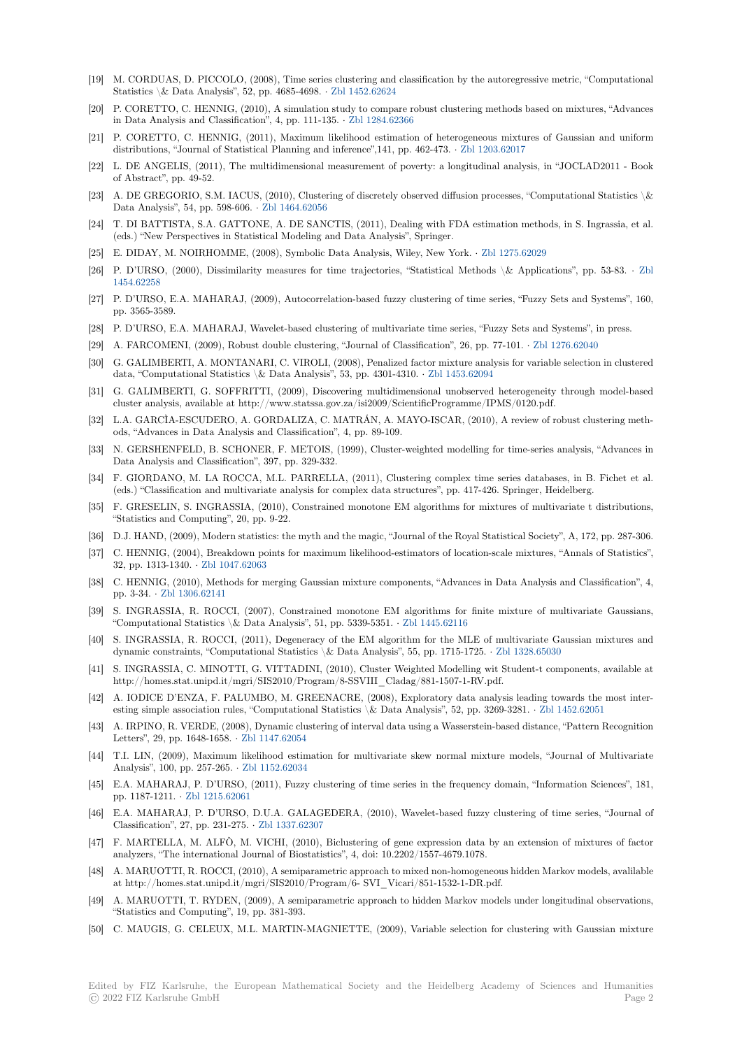[19] M. CORDUAS, D. PICCOLO, (2008), Time series clustering and classification by the autoregressive metric, "Computational Statistics \& Data Analysis", 52, pp. 4685-4698. · Zbl 1452.62624

[20] P. CORETTO, C. HENNIG, (2010), A simulation study to compare robust clustering methods based on mixtures, "Advances in Data Analysis and Classification", 4, pp. 111-135. · Zbl 1284.62366

[21] P. CORETTO, C. HENNIG, (2011), Maximum likelihood estimation of heterogeneous mixtures of Gaussian and uniform distributions, "Journal of Statistical Planning and inference",141, pp. 462-473. · Zbl 1203.62017

[22] L. DE ANGELIS, (2011), The multidimensional measurement of poverty: a longitudinal analysis, in "JOCLAD2011 - Book of Abstract", pp. 49-52.

[23] A. DE GREGORIO, S.M. IACUS, (2010), Clustering of discretely observed diffusion processes, "Computational Statistics \& Data Analysis", 54, pp. 598-606. · Zbl 1464.62056

[24] T. DI BATTISTA, S.A. GATTONE, A. DE SANCTIS, (2011), Dealing with FDA estimation methods, in S. Ingrassia, et al. (eds.) "New Perspectives in Statistical Modeling and Data Analysis", Springer.

[25] E. DIDAY, M. NOIRHOMME, (2008), Symbolic Data Analysis, Wiley, New York. · Zbl 1275.62029

[26] P. D'URSO, (2000), Dissimilarity measures for time trajectories, "Statistical Methods \& Applications", pp. 53-83. · Zbl 1454.62258

[27] P. D'URSO, E.A. MAHARAJ, (2009), Autocorrelation-based fuzzy clustering of time series, "Fuzzy Sets and Systems", 160, pp. 3565-3589.

[28] P. D'URSO, E.A. MAHARAJ, Wavelet-based clustering of multivariate time series, "Fuzzy Sets and Systems", in press.

[29] A. FARCOMENI, (2009), Robust double clustering, "Journal of Classification", 26, pp. 77-101. · Zbl 1276.62040

[30] G. GALIMBERTI, A. MONTANARI, C. VIROLI, (2008), Penalized factor mixture analysis for variable selection in clustered data, "Computational Statistics \& Data Analysis", 53, pp. 4301-4310. · Zbl 1453.62094

[31] G. GALIMBERTI, G. SOFFRITTI, (2009), Discovering multidimensional unobserved heterogeneity through model-based cluster analysis, available at http://www.statssa.gov.za/isi2009/ScientificProgramme/IPMS/0120.pdf.

[32] L.A. GARCÌA-ESCUDERO, A. GORDALIZA, C. MATRÁN, A. MAYO-ISCAR, (2010), A review of robust clustering methods, "Advances in Data Analysis and Classification", 4, pp. 89-109.

[33] N. GERSHENFELD, B. SCHONER, F. METOIS, (1999), Cluster-weighted modelling for time-series analysis, "Advances in Data Analysis and Classification", 397, pp. 329-332.

[34] F. GIORDANO, M. LA ROCCA, M.L. PARRELLA, (2011), Clustering complex time series databases, in B. Fichet et al. (eds.) "Classification and multivariate analysis for complex data structures", pp. 417-426. Springer, Heidelberg.

[35] F. GRESELIN, S. INGRASSIA, (2010), Constrained monotone EM algorithms for mixtures of multivariate t distributions, "Statistics and Computing", 20, pp. 9-22.

[36] D.J. HAND, (2009), Modern statistics: the myth and the magic, "Journal of the Royal Statistical Society", A, 172, pp. 287-306.

[37] C. HENNIG, (2004), Breakdown points for maximum likelihood-estimators of location-scale mixtures, "Annals of Statistics", 32, pp. 1313-1340. · Zbl 1047.62063

[38] C. HENNIG, (2010), Methods for merging Gaussian mixture components, "Advances in Data Analysis and Classification", 4, pp. 3-34. · Zbl 1306.62141

[39] S. INGRASSIA, R. ROCCI, (2007), Constrained monotone EM algorithms for finite mixture of multivariate Gaussians, "Computational Statistics \& Data Analysis", 51, pp. 5339-5351. · Zbl 1445.62116

[40] S. INGRASSIA, R. ROCCI, (2011), Degeneracy of the EM algorithm for the MLE of multivariate Gaussian mixtures and dynamic constraints, "Computational Statistics \& Data Analysis", 55, pp. 1715-1725. · Zbl 1328.65030

[41] S. INGRASSIA, C. MINOTTI, G. VITTADINI, (2010), Cluster Weighted Modelling wit Student-t components, available at http://homes.stat.unipd.it/mgri/SIS2010/Program/8-SSVIII_Cladag/881-1507-1-RV.pdf.

[42] A. IODICE D'ENZA, F. PALUMBO, M. GREENACRE, (2008), Exploratory data analysis leading towards the most interesting simple association rules, "Computational Statistics \& Data Analysis", 52, pp. 3269-3281. · Zbl 1452.62051

[43] A. IRPINO, R. VERDE, (2008), Dynamic clustering of interval data using a Wasserstein-based distance, "Pattern Recognition Letters", 29, pp. 1648-1658. · Zbl 1147.62054

[44] T.I. LIN, (2009), Maximum likelihood estimation for multivariate skew normal mixture models, "Journal of Multivariate Analysis", 100, pp. 257-265. · Zbl 1152.62034

[45] E.A. MAHARAJ, P. D'URSO, (2011), Fuzzy clustering of time series in the frequency domain, "Information Sciences", 181, pp. 1187-1211. · Zbl 1215.62061

[46] E.A. MAHARAJ, P. D'URSO, D.U.A. GALAGEDERA, (2010), Wavelet-based fuzzy clustering of time series, "Journal of Classification", 27, pp. 231-275. · Zbl 1337.62307

[47] F. MARTELLA, M. ALFÒ, M. VICHI, (2010), Biclustering of gene expression data by an extension of mixtures of factor analyzers, "The international Journal of Biostatistics", 4, doi: 10.2202/1557-4679.1078.

[48] A. MARUOTTI, R. ROCCI, (2010), A semiparametric approach to mixed non-homogeneous hidden Markov models, avalilable at http://homes.stat.unipd.it/mgri/SIS2010/Program/6- SVI_Vicari/851-1532-1-DR.pdf.

[49] A. MARUOTTI, T. RYDEN, (2009), A semiparametric approach to hidden Markov models under longitudinal observations, "Statistics and Computing", 19, pp. 381-393.

[50] C. MAUGIS, G. CELEUX, M.L. MARTIN-MAGNIETTE, (2009), Variable selection for clustering with Gaussian mixture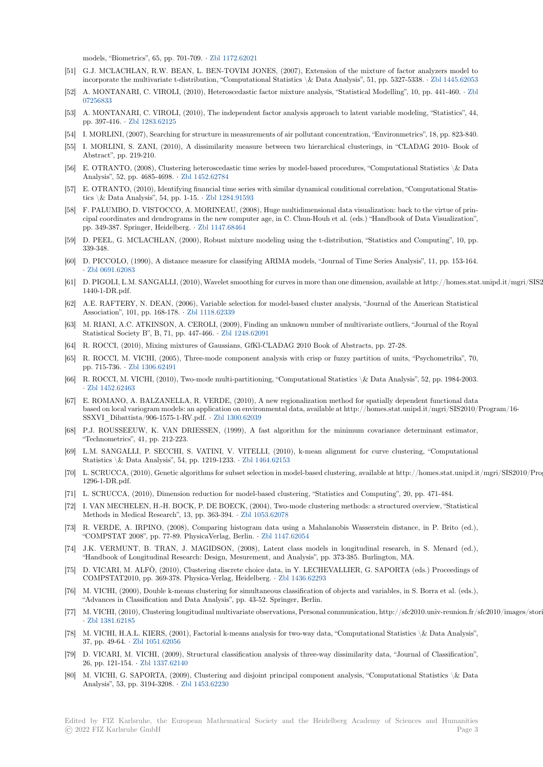models, "Biometrics", 65, pp. 701-709. · Zbl 1172.62021

[51] G.J. MCLACHLAN, R.W. BEAN, L. BEN-TOVIM JONES, (2007), Extension of the mixture of factor analyzers model to incorporate the multivariate t-distribution, "Computational Statistics \& Data Analysis", 51, pp. 5327-5338. · Zbl 1445.62053

[52] A. MONTANARI, C. VIROLI, (2010), Heteroscedastic factor mixture analysis, "Statistical Modelling", 10, pp. 441-460. · Zbl 07256833

[53] A. MONTANARI, C. VIROLI, (2010), The independent factor analysis approach to latent variable modeling, "Statistics", 44, pp. 397-416. · Zbl 1283.62125

[54] I. MORLINI, (2007), Searching for structure in measurements of air pollutant concentration, "Environmetrics", 18, pp. 823-840.

[55] I. MORLINI, S. ZANI, (2010), A dissimilarity measure between two hierarchical clusterings, in "CLADAG 2010- Book of Abstract", pp. 219-210.

[56] E. OTRANTO, (2008), Clustering heteroscedastic time series by model-based procedures, "Computational Statistics \& Data Analysis", 52, pp. 4685-4698. · Zbl 1452.62784

[57] E. OTRANTO, (2010), Identifying financial time series with similar dynamical conditional correlation, "Computational Statistics \& Data Analysis", 54, pp. 1-15. · Zbl 1284.91593

[58] F. PALUMBO, D. VISTOCCO, A. MORINEAU, (2008), Huge multidimensional data visualization: back to the virtue of principal coordinates and dendrograms in the new computer age, in C. Chun-Houh et al. (eds.) "Handbook of Data Visualization", pp. 349-387. Springer, Heidelberg. · Zbl 1147.68464

[59] D. PEEL, G. MCLACHLAN, (2000), Robust mixture modeling using the t-distribution, "Statistics and Computing", 10, pp. 339-348.

[60] D. PICCOLO, (1990), A distance measure for classifying ARIMA models, "Journal of Time Series Analysis", 11, pp. 153-164. · Zbl 0691.62083

[61] D. PIGOLI, L.M. SANGALLI, (2010), Wavelet smoothing for curves in more than one dimension, available at http://homes.stat.unipd.it/mgri/SIS2 1440-1-DR.pdf.

[62] A.E. RAFTERY, N. DEAN, (2006), Variable selection for model-based cluster analysis, "Journal of the American Statistical Association", 101, pp. 168-178. · Zbl 1118.62339

[63] M. RIANI, A.C. ATKINSON, A. CEROLI, (2009), Finding an unknown number of multivariate outliers, "Journal of the Royal Statistical Society B", B, 71, pp. 447-466. · Zbl 1248.62091

[64] R. ROCCI, (2010), Mixing mixtures of Gaussians, GfKl-CLADAG 2010 Book of Abstracts, pp. 27-28.

[65] R. ROCCI, M. VICHI, (2005), Three-mode component analysis with crisp or fuzzy partition of units, "Psychometrika", 70, pp. 715-736. · Zbl 1306.62491

[66] R. ROCCI, M. VICHI, (2010), Two-mode multi-partitioning, "Computational Statistics \& Data Analysis", 52, pp. 1984-2003. · Zbl 1452.62463

[67] E. ROMANO, A. BALZANELLA, R. VERDE, (2010), A new regionalization method for spatially dependent functional data based on local variogram models: an application on environmental data, available at http://homes.stat.unipd.it/mgri/SIS2010/Program/16-SSXVI_Dibattista/906-1575-1-RV.pdf. · Zbl 1300.62039

[68] P.J. ROUSSEEUW, K. VAN DRIESSEN, (1999), A fast algorithm for the minimum covariance determinant estimator, "Technometrics", 41, pp. 212-223.

[69] L.M. SANGALLI, P. SECCHI, S. VATINI, V. VITELLI, (2010), k-mean alignment for curve clustering, "Computational Statistics \& Data Analysis", 54, pp. 1219-1233. · Zbl 1464.62153

[70] L. SCRUCCA, (2010), Genetic algorithms for subset selection in model-based clustering, available at http://homes.stat.unipd.it/mgri/SIS2010/Prog 1296-1-DR.pdf.

[71] L. SCRUCCA, (2010), Dimension reduction for model-based clustering, "Statistics and Computing", 20, pp. 471-484.

[72] I. VAN MECHELEN, H.-H. BOCK, P. DE BOECK, (2004), Two-mode clustering methods: a structured overview, "Statistical Methods in Medical Research", 13, pp. 363-394. · Zbl 1053.62078

[73] R. VERDE, A. IRPINO, (2008), Comparing histogram data using a Mahalanobis Wasserstein distance, in P. Brito (ed.), "COMPSTAT 2008", pp. 77-89. PhysicaVerlag, Berlin. · Zbl 1147.62054

[74] J.K. VERMUNT, B. TRAN, J. MAGIDSON, (2008), Latent class models in longitudinal research, in S. Menard (ed.), "Handbook of Longitudinal Research: Design, Mesurement, and Analysis", pp. 373-385. Burlington, MA.

[75] D. VICARI, M. ALFÒ, (2010), Clustering discrete choice data, in Y. LECHEVALLIER, G. SAPORTA (eds.) Proceedings of COMPSTAT2010, pp. 369-378. Physica-Verlag, Heidelberg. · Zbl 1436.62293

[76] M. VICHI, (2000), Double k-means clustering for simultaneous classification of objects and variables, in S. Borra et al. (eds.), "Advances in Classification and Data Analysis", pp. 43-52. Springer, Berlin.

[77] M. VICHI, (2010), Clustering longitudinal multivariate observations, Personal communication, http://sfc2010.univ-reunion.fr/sfc2010/images/stori · Zbl 1381.62185

[78] M. VICHI, H.A.L. KIERS, (2001), Factorial k-means analysis for two-way data, "Computational Statistics \& Data Analysis", 37, pp. 49-64. · Zbl 1051.62056

[79] D. VICARI, M. VICHI, (2009), Structural classification analysis of three-way dissimilarity data, "Journal of Classification", 26, pp. 121-154. · Zbl 1337.62140

[80] M. VICHI, G. SAPORTA, (2009), Clustering and disjoint principal component analysis, "Computational Statistics \& Data Analysis", 53, pp. 3194-3208. · Zbl 1453.62230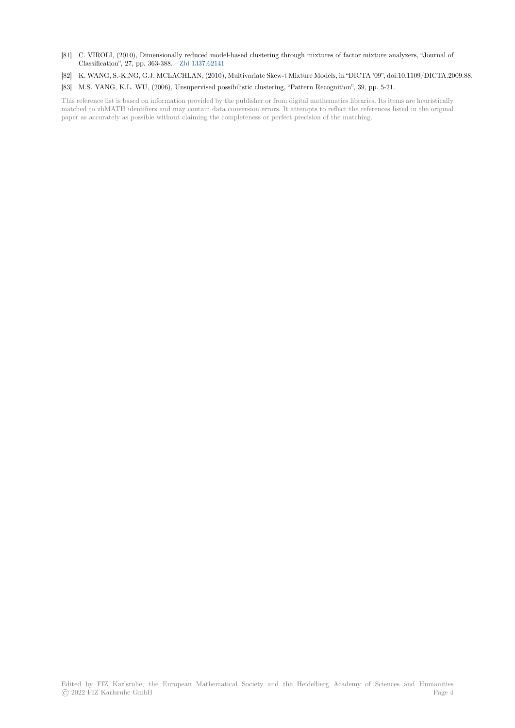[81] C. VIROLI, (2010), Dimensionally reduced model-based clustering through mixtures of factor mixture analyzers, "Journal of Classification", 27, pp. 363-388. · Zbl 1337.62141

[82] K. WANG, S.-K.NG, G.J. MCLACHLAN, (2010), Multivariate Skew-t Mixture Models, in "DICTA '09", doi:10.1109/DICTA.2009.88.

[83] M.S. YANG, K.L. WU, (2006), Unsupervised possibilistic clustering, "Pattern Recognition", 39, pp. 5-21.

This reference list is based on information provided by the publisher or from digital mathematics libraries. Its items are heuristically matched to zbMATH identifiers and may contain data conversion errors. It attempts to reflect the references listed in the original paper as accurately as possible without claiming the completeness or perfect precision of the matching.